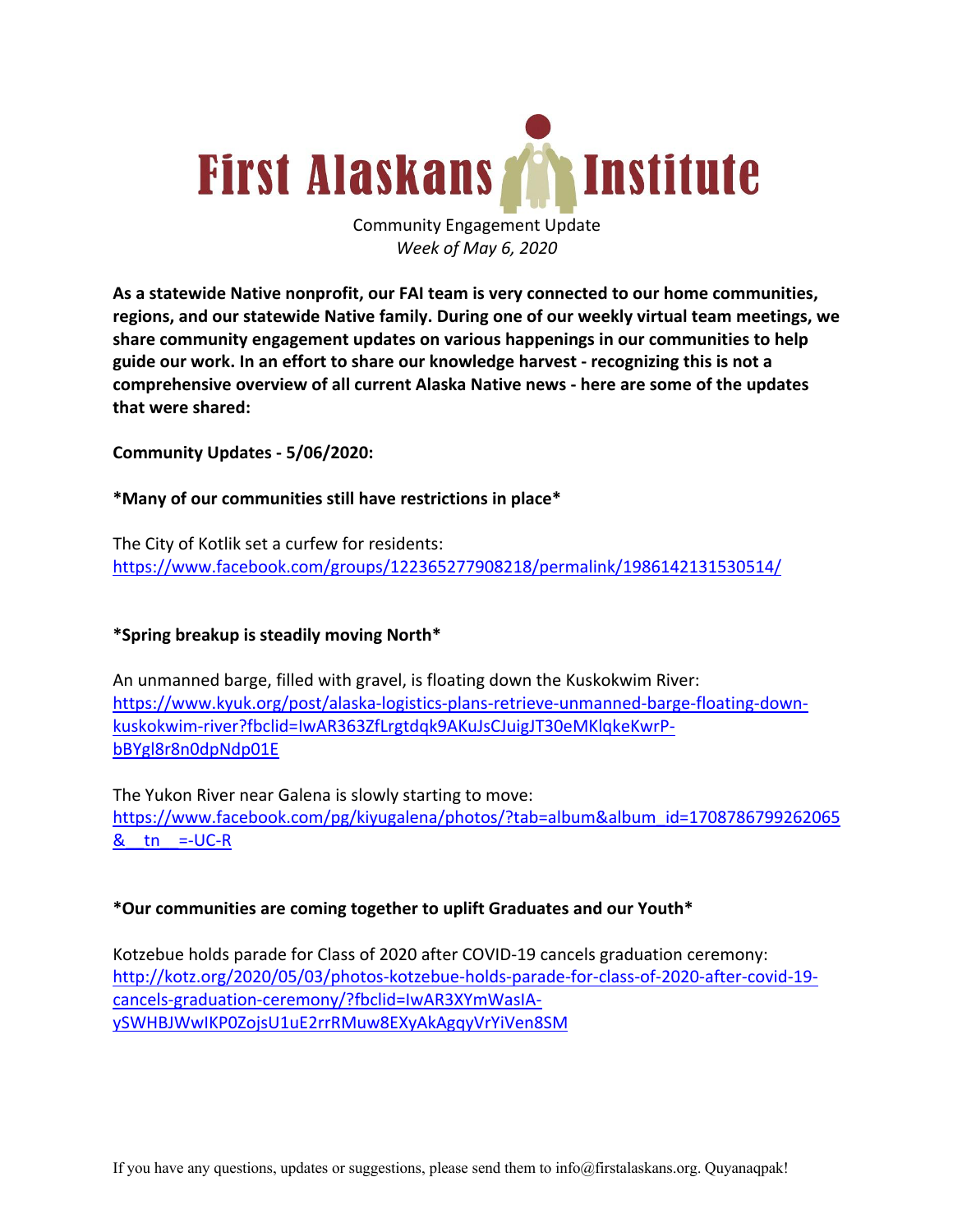# First Alaskans Institute

Community Engagement Update

*Week of May 6, 2020*

**As a statewide Native nonprofit, our FAI team is very connected to our home communities, regions, and our statewide Native family. During one of our weekly virtual team meetings, we share community engagement updates on various happenings in our communities to help guide our work. In an effort to share our knowledge harvest - recognizing this is not a comprehensive overview of all current Alaska Native news - here are some of the updates that were shared:**

**Community Updates - 5/06/2020:**

***Many of our communities still have restrictions in place***

The City of Kotlik set a curfew for residents:
https://www.facebook.com/groups/122365277908218/permalink/1986142131530514/

***Spring breakup is steadily moving North***

An unmanned barge, filled with gravel, is floating down the Kuskokwim River:
https://www.kyuk.org/post/alaska-logistics-plans-retrieve-unmanned-barge-floating-down-kuskokwim-river?fbclid=IwAR363ZfLrgtdqk9AKuJsCJuigJT30eMKlqkeKwrP-bBYgl8r8n0dpNdp01E

The Yukon River near Galena is slowly starting to move:
https://www.facebook.com/pg/kiyugalena/photos/?tab=album&album_id=1708786799262065&__tn__=-UC-R

***Our communities are coming together to uplift Graduates and our Youth***

Kotzebue holds parade for Class of 2020 after COVID-19 cancels graduation ceremony:
http://kotz.org/2020/05/03/photos-kotzebue-holds-parade-for-class-of-2020-after-covid-19-cancels-graduation-ceremony/?fbclid=IwAR3XYmWasIA-ySWHBJWwIKP0ZojsU1uE2rrRMuw8EXyAkAgqyVrYiVen8SM

If you have any questions, updates or suggestions, please send them to info@firstalaskans.org. Quyanaqpak!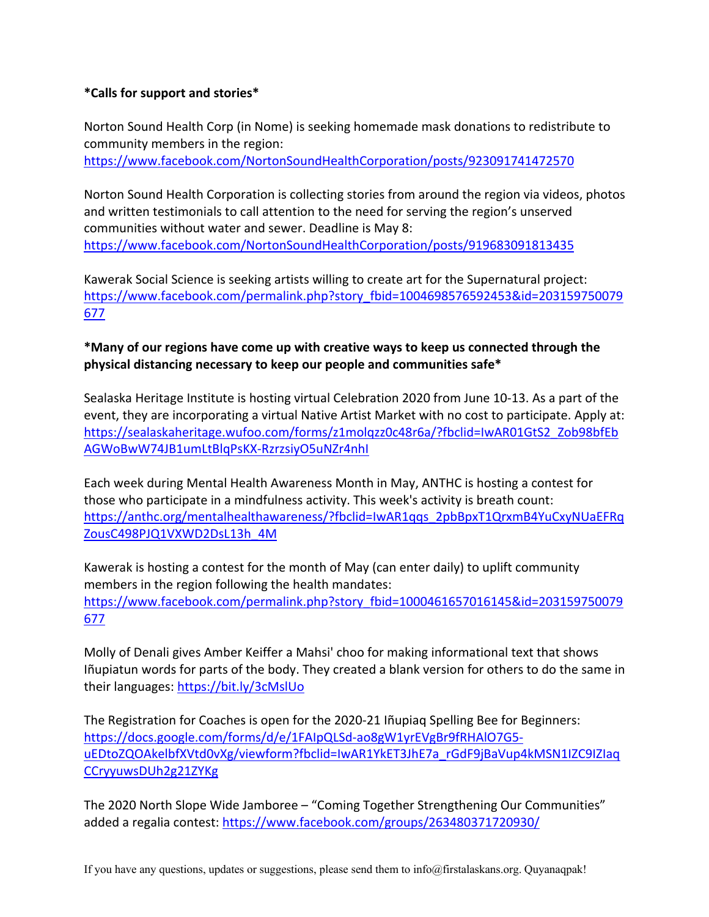**\*Calls for support and stories\***

Norton Sound Health Corp (in Nome) is seeking homemade mask donations to redistribute to community members in the region:
https://www.facebook.com/NortonSoundHealthCorporation/posts/923091741472570

Norton Sound Health Corporation is collecting stories from around the region via videos, photos and written testimonials to call attention to the need for serving the region's unserved communities without water and sewer. Deadline is May 8:
https://www.facebook.com/NortonSoundHealthCorporation/posts/919683091813435

Kawerak Social Science is seeking artists willing to create art for the Supernatural project:
https://www.facebook.com/permalink.php?story_fbid=1004698576592453&id=203159750079677

**\*Many of our regions have come up with creative ways to keep us connected through the physical distancing necessary to keep our people and communities safe\***

Sealaska Heritage Institute is hosting virtual Celebration 2020 from June 10-13. As a part of the event, they are incorporating a virtual Native Artist Market with no cost to participate. Apply at:
https://sealaskaheritage.wufoo.com/forms/z1molqzz0c48r6a/?fbclid=IwAR01GtS2_Zob98bfEbAGWoBwW74JB1umLtBlqPsKX-RzrzsiyO5uNZr4nhI

Each week during Mental Health Awareness Month in May, ANTHC is hosting a contest for those who participate in a mindfulness activity. This week's activity is breath count:
https://anthc.org/mentalhealthawareness/?fbclid=IwAR1qqs_2pbBpxT1QrxmB4YuCxyNUaEFRqZousC498PJQ1VXWD2DsL13h_4M

Kawerak is hosting a contest for the month of May (can enter daily) to uplift community members in the region following the health mandates:
https://www.facebook.com/permalink.php?story_fbid=1000461657016145&id=203159750079677

Molly of Denali gives Amber Keiffer a Mahsi' choo for making informational text that shows Iñupiatun words for parts of the body. They created a blank version for others to do the same in their languages: https://bit.ly/3cMslUo

The Registration for Coaches is open for the 2020-21 Iñupiaq Spelling Bee for Beginners:
https://docs.google.com/forms/d/e/1FAIpQLSd-ao8gW1yrEVgBr9fRHAlO7G5-uEDtoZQOAkelbfXVtd0vXg/viewform?fbclid=IwAR1YkET3JhE7a_rGdF9jBaVup4kMSN1IZC9IZIaqCCryyuwsDUh2g21ZYKg

The 2020 North Slope Wide Jamboree – "Coming Together Strengthening Our Communities" added a regalia contest: https://www.facebook.com/groups/263480371720930/

If you have any questions, updates or suggestions, please send them to info@firstalaskans.org. Quyanaqpak!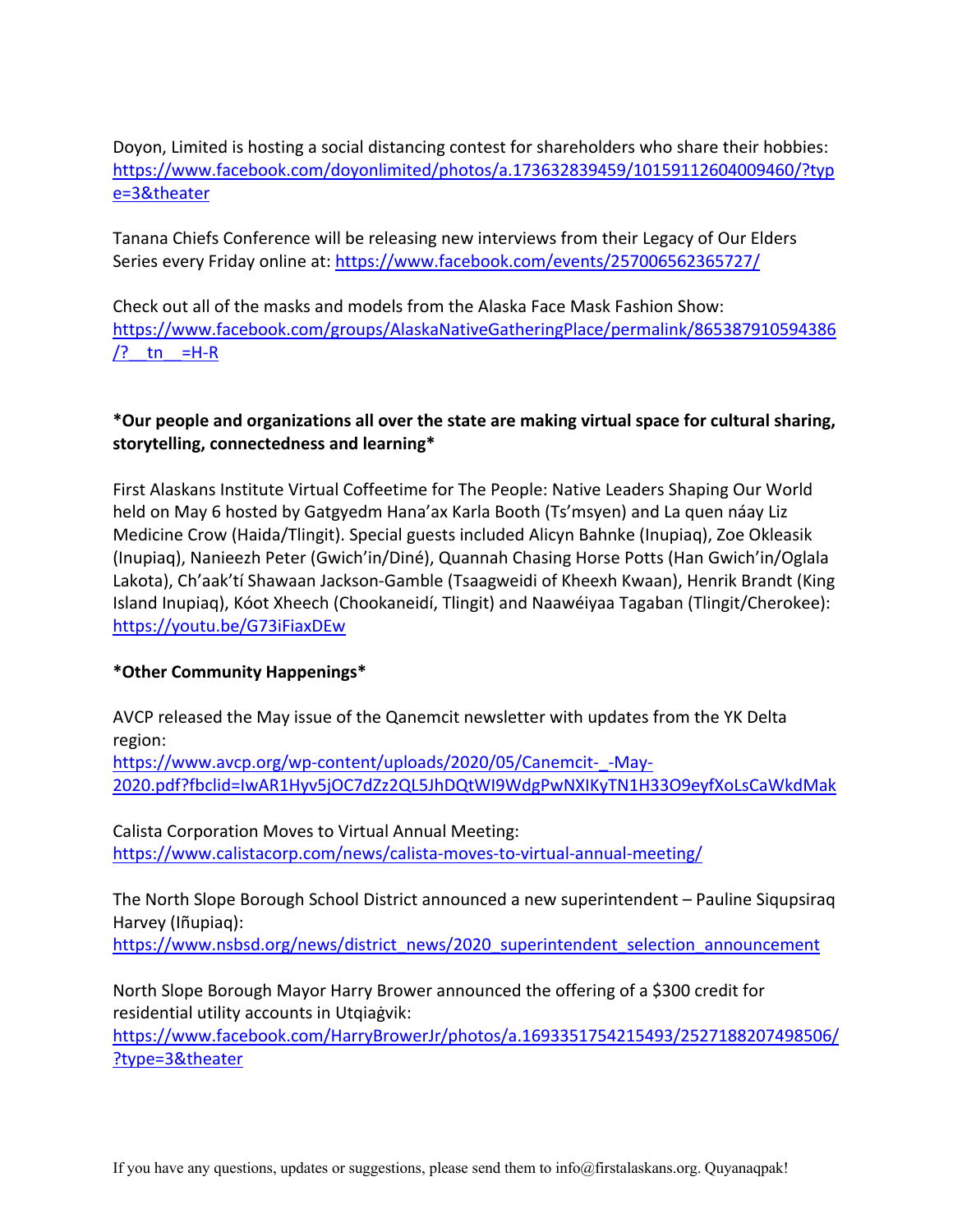Doyon, Limited is hosting a social distancing contest for shareholders who share their hobbies: https://www.facebook.com/doyonlimited/photos/a.173632839459/10159112604009460/?type=3&theater

Tanana Chiefs Conference will be releasing new interviews from their Legacy of Our Elders Series every Friday online at: https://www.facebook.com/events/257006562365727/

Check out all of the masks and models from the Alaska Face Mask Fashion Show: https://www.facebook.com/groups/AlaskaNativeGatheringPlace/permalink/865387910594386/?__tn__=H-R

**\*Our people and organizations all over the state are making virtual space for cultural sharing, storytelling, connectedness and learning\***

First Alaskans Institute Virtual Coffeetime for The People: Native Leaders Shaping Our World held on May 6 hosted by Gatgyedm Hana'ax Karla Booth (Ts'msyen) and La quen náay Liz Medicine Crow (Haida/Tlingit). Special guests included Alicyn Bahnke (Inupiaq), Zoe Okleasik (Inupiaq), Nanieezh Peter (Gwich'in/Diné), Quannah Chasing Horse Potts (Han Gwich'in/Oglala Lakota), Ch'aak'tí Shawaan Jackson-Gamble (Tsaagweidi of Kheexh Kwaan), Henrik Brandt (King Island Inupiaq), Kóot Xheech (Chookaneidí, Tlingit) and Naawéiyaa Tagaban (Tlingit/Cherokee): https://youtu.be/G73iFiaxDEw

**\*Other Community Happenings\***

AVCP released the May issue of the Qanemcit newsletter with updates from the YK Delta region:
https://www.avcp.org/wp-content/uploads/2020/05/Canemcit-_-May-2020.pdf?fbclid=IwAR1Hyv5jOC7dZz2QL5JhDQtWI9WdgPwNXIKyTN1H33O9eyfXoLsCaWkdMak

Calista Corporation Moves to Virtual Annual Meeting:
https://www.calistacorp.com/news/calista-moves-to-virtual-annual-meeting/

The North Slope Borough School District announced a new superintendent – Pauline Siqupsiraq Harvey (Iñupiaq):
https://www.nsbsd.org/news/district_news/2020_superintendent_selection_announcement

North Slope Borough Mayor Harry Brower announced the offering of a $300 credit for residential utility accounts in Utqiaġvik:
https://www.facebook.com/HarryBrowerJr/photos/a.1693351754215493/2527188207498506/?type=3&theater

If you have any questions, updates or suggestions, please send them to info@firstalaskans.org. Quyanaqpak!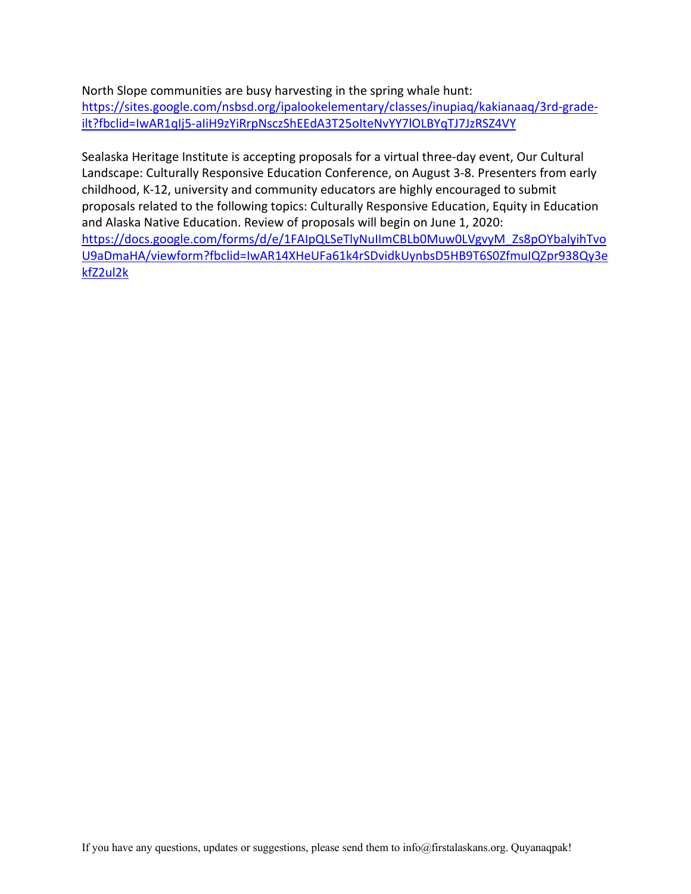North Slope communities are busy harvesting in the spring whale hunt: https://sites.google.com/nsbsd.org/ipalookelementary/classes/inupiaq/kakianaaq/3rd-grade-ilt?fbclid=IwAR1qIj5-aIiH9zYiRrpNsczShEEdA3T25oIteNvYY7lOLBYqTJ7JzRSZ4VY

Sealaska Heritage Institute is accepting proposals for a virtual three-day event, Our Cultural Landscape: Culturally Responsive Education Conference, on August 3-8. Presenters from early childhood, K-12, university and community educators are highly encouraged to submit proposals related to the following topics: Culturally Responsive Education, Equity in Education and Alaska Native Education. Review of proposals will begin on June 1, 2020: https://docs.google.com/forms/d/e/1FAIpQLSeTlyNuIImCBLb0Muw0LVgvyM_Zs8pOYbalyihTvoU9aDmaHA/viewform?fbclid=IwAR14XHeUFa61k4rSDvidkUynbsD5HB9T6S0ZfmuIQZpr938Qy3ekfZ2ul2k

If you have any questions, updates or suggestions, please send them to info@firstalaskans.org. Quyanaqpak!